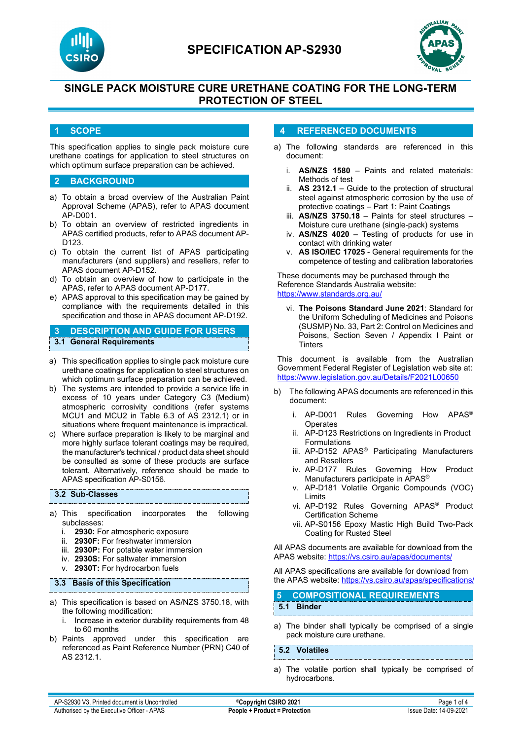# SPECIFICATION AP-S2930

## SINGLE PACK MOISTURE CURE URETHANE COATING FOR THE LONG-TERM PROTECTION OF STEEL

## 1 SCOPE

This specification applies to single pack moisture cure urethane coatings for application to steel structures on which optimum surface preparation can be achieved.

## 2 BACKGROUND

a) To obtain a broad overview of the Australian Paint Approval Scheme (APAS), refer to APAS document AP-D001.
b) To obtain an overview of restricted ingredients in APAS certified products, refer to APAS document AP-D123.
c) To obtain the current list of APAS participating manufacturers (and suppliers) and resellers, refer to APAS document AP-D152.
d) To obtain an overview of how to participate in the APAS, refer to APAS document AP-D177.
e) APAS approval to this specification may be gained by compliance with the requirements detailed in this specification and those in APAS document AP-D192.

## 3 DESCRIPTION AND GUIDE FOR USERS

### 3.1 General Requirements

a) This specification applies to single pack moisture cure urethane coatings for application to steel structures on which optimum surface preparation can be achieved.
b) The systems are intended to provide a service life in excess of 10 years under Category C3 (Medium) atmospheric corrosivity conditions (refer systems MCU1 and MCU2 in Table 6.3 of AS 2312.1) or in situations where frequent maintenance is impractical.
c) Where surface preparation is likely to be marginal and more highly surface tolerant coatings may be required, the manufacturer's technical / product data sheet should be consulted as some of these products are surface tolerant. Alternatively, reference should be made to APAS specification AP-S0156.

### 3.2 Sub-Classes

a) This specification incorporates the following subclasses:
   i. **2930:** For atmospheric exposure
   ii. **2930F:** For freshwater immersion
   iii. **2930P:** For potable water immersion
   iv. **2930S:** For saltwater immersion
   v. **2930T:** For hydrocarbon fuels

### 3.3 Basis of this Specification

a) This specification is based on AS/NZS 3750.18, with the following modification:
   i. Increase in exterior durability requirements from 48 to 60 months
b) Paints approved under this specification are referenced as Paint Reference Number (PRN) C40 of AS 2312.1.

## 4 REFERENCED DOCUMENTS

a) The following standards are referenced in this document:
   i. **AS/NZS 1580** – Paints and related materials: Methods of test
   ii. **AS 2312.1** – Guide to the protection of structural steel against atmospheric corrosion by the use of protective coatings – Part 1: Paint Coatings
   iii. **AS/NZS 3750.18** – Paints for steel structures – Moisture cure urethane (single-pack) systems
   iv. **AS/NZS 4020** – Testing of products for use in contact with drinking water
   v. **AS ISO/IEC 17025** - General requirements for the competence of testing and calibration laboratories

   These documents may be purchased through the Reference Standards Australia website: https://www.standards.org.au/

   vi. **The Poisons Standard June 2021**: Standard for the Uniform Scheduling of Medicines and Poisons (SUSMP) No. 33, Part 2: Control on Medicines and Poisons, Section Seven / Appendix I Paint or Tinters

   This document is available from the Australian Government Federal Register of Legislation web site at: https://www.legislation.gov.au/Details/F2021L00650

b) The following APAS documents are referenced in this document:
   i. AP-D001 Rules Governing How APAS® Operates
   ii. AP-D123 Restrictions on Ingredients in Product Formulations
   iii. AP-D152 APAS® Participating Manufacturers and Resellers
   iv. AP-D177 Rules Governing How Product Manufacturers participate in APAS®
   v. AP-D181 Volatile Organic Compounds (VOC) Limits
   vi. AP-D192 Rules Governing APAS® Product Certification Scheme
   vii. AP-S0156 Epoxy Mastic High Build Two-Pack Coating for Rusted Steel

All APAS documents are available for download from the APAS website: https://vs.csiro.au/apas/documents/

All APAS specifications are available for download from the APAS website: https://vs.csiro.au/apas/specifications/

## 5 COMPOSITIONAL REQUIREMENTS

### 5.1 Binder

a) The binder shall typically be comprised of a single pack moisture cure urethane.

### 5.2 Volatiles

a) The volatile portion shall typically be comprised of hydrocarbons.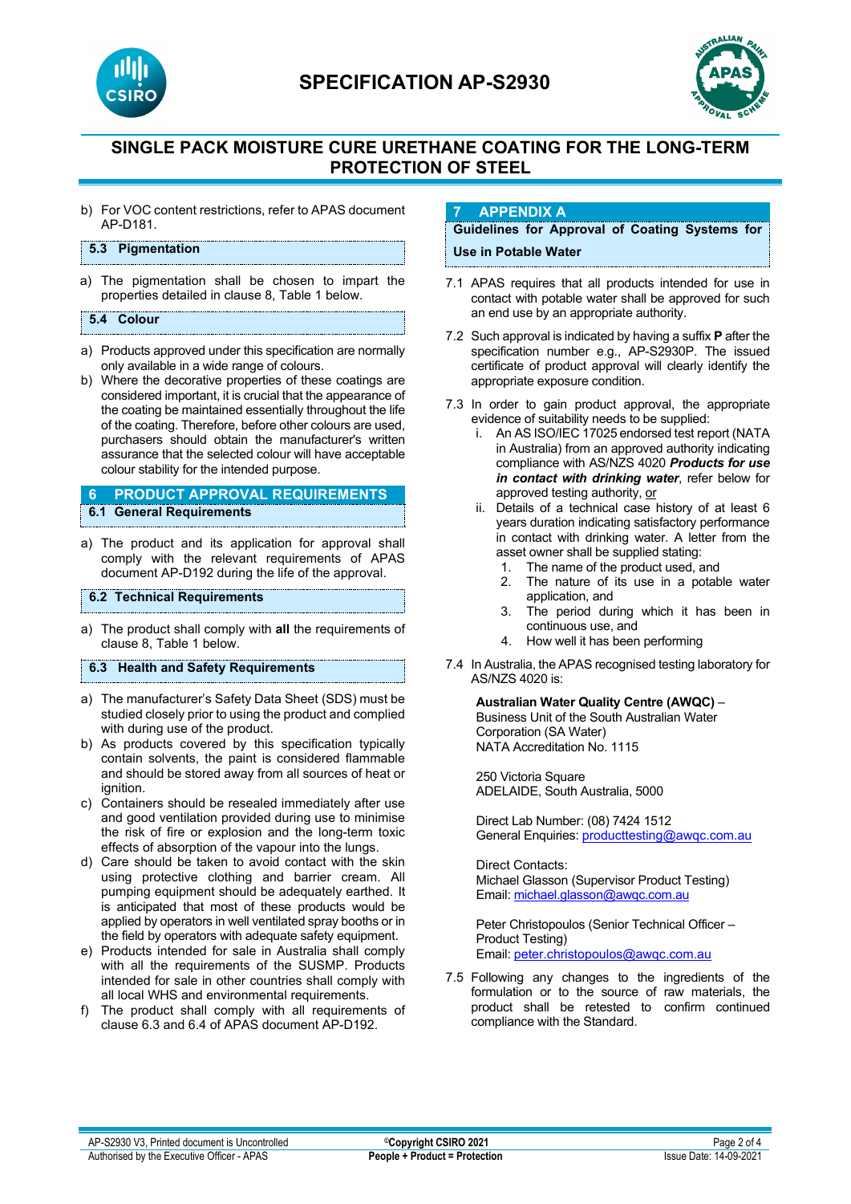b) For VOC content restrictions, refer to APAS document AP-D181.

### 5.3 Pigmentation

a) The pigmentation shall be chosen to impart the properties detailed in clause 8, Table 1 below.

### 5.4 Colour

a) Products approved under this specification are normally only available in a wide range of colours.
b) Where the decorative properties of these coatings are considered important, it is crucial that the appearance of the coating be maintained essentially throughout the life of the coating. Therefore, before other colours are used, purchasers should obtain the manufacturer's written assurance that the selected colour will have acceptable colour stability for the intended purpose.

## 6 PRODUCT APPROVAL REQUIREMENTS

### 6.1 General Requirements

a) The product and its application for approval shall comply with the relevant requirements of APAS document AP-D192 during the life of the approval.

### 6.2 Technical Requirements

a) The product shall comply with **all** the requirements of clause 8, Table 1 below.

### 6.3 Health and Safety Requirements

a) The manufacturer's Safety Data Sheet (SDS) must be studied closely prior to using the product and complied with during use of the product.
b) As products covered by this specification typically contain solvents, the paint is considered flammable and should be stored away from all sources of heat or ignition.
c) Containers should be resealed immediately after use and good ventilation provided during use to minimise the risk of fire or explosion and the long-term toxic effects of absorption of the vapour into the lungs.
d) Care should be taken to avoid contact with the skin using protective clothing and barrier cream. All pumping equipment should be adequately earthed. It is anticipated that most of these products would be applied by operators in well ventilated spray booths or in the field by operators with adequate safety equipment.
e) Products intended for sale in Australia shall comply with all the requirements of the SUSMP. Products intended for sale in other countries shall comply with all local WHS and environmental requirements.
f) The product shall comply with all requirements of clause 6.3 and 6.4 of APAS document AP-D192.

## 7 APPENDIX A

### Guidelines for Approval of Coating Systems for Use in Potable Water

7.1 APAS requires that all products intended for use in contact with potable water shall be approved for such an end use by an appropriate authority.

7.2 Such approval is indicated by having a suffix **P** after the specification number e.g., AP-S2930P. The issued certificate of product approval will clearly identify the appropriate exposure condition.

7.3 In order to gain product approval, the appropriate evidence of suitability needs to be supplied:

i. An AS ISO/IEC 17025 endorsed test report (NATA in Australia) from an approved authority indicating compliance with AS/NZS 4020 ***Products for use in contact with drinking water***, refer below for approved testing authority, <u>or</u>

ii. Details of a technical case history of at least 6 years duration indicating satisfactory performance in contact with drinking water. A letter from the asset owner shall be supplied stating:
   1. The name of the product used, and
   2. The nature of its use in a potable water application, and
   3. The period during which it has been in continuous use, and
   4. How well it has been performing

7.4 In Australia, the APAS recognised testing laboratory for AS/NZS 4020 is:

**Australian Water Quality Centre (AWQC)** –
Business Unit of the South Australian Water Corporation (SA Water)
NATA Accreditation No. 1115

250 Victoria Square
ADELAIDE, South Australia, 5000

Direct Lab Number: (08) 7424 1512
General Enquiries: producttesting@awqc.com.au

Direct Contacts:
Michael Glasson (Supervisor Product Testing)
Email: michael.glasson@awqc.com.au

Peter Christopoulos (Senior Technical Officer – Product Testing)
Email: peter.christopoulos@awqc.com.au

7.5 Following any changes to the ingredients of the formulation or to the source of raw materials, the product shall be retested to confirm continued compliance with the Standard.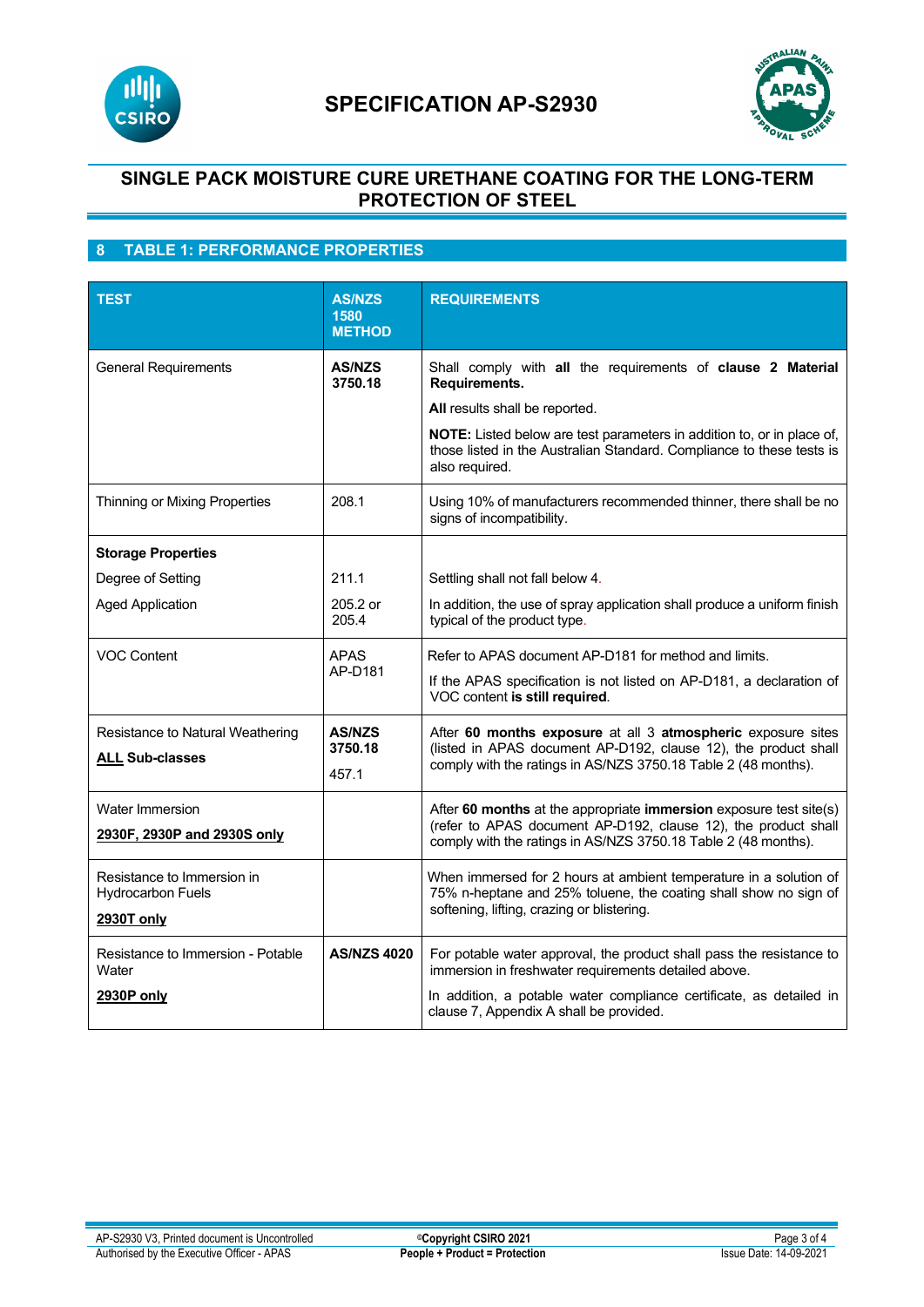# SPECIFICATION AP-S2930

## SINGLE PACK MOISTURE CURE URETHANE COATING FOR THE LONG-TERM PROTECTION OF STEEL

## 8 TABLE 1: PERFORMANCE PROPERTIES

| TEST | AS/NZS 1580 METHOD | REQUIREMENTS |
|---|---|---|
| General Requirements | **AS/NZS 3750.18** | Shall comply with **all** the requirements of **clause 2 Material Requirements.**<br>**All** results shall be reported.<br>**NOTE:** Listed below are test parameters in addition to, or in place of, those listed in the Australian Standard. Compliance to these tests is also required. |
| Thinning or Mixing Properties | 208.1 | Using 10% of manufacturers recommended thinner, there shall be no signs of incompatibility. |
| **Storage Properties**<br>Degree of Setting<br>Aged Application | <br>211.1<br>205.2 or 205.4 | <br>Settling shall not fall below 4.<br>In addition, the use of spray application shall produce a uniform finish typical of the product type. |
| VOC Content | APAS AP-D181 | Refer to APAS document AP-D181 for method and limits.<br>If the APAS specification is not listed on AP-D181, a declaration of VOC content **is still required**. |
| Resistance to Natural Weathering<br>**ALL Sub-classes** | **AS/NZS 3750.18**<br>457.1 | After **60 months exposure** at all 3 **atmospheric** exposure sites (listed in APAS document AP-D192, clause 12), the product shall comply with the ratings in AS/NZS 3750.18 Table 2 (48 months). |
| Water Immersion<br>**2930F, 2930P and 2930S only** | | After **60 months** at the appropriate **immersion** exposure test site(s) (refer to APAS document AP-D192, clause 12), the product shall comply with the ratings in AS/NZS 3750.18 Table 2 (48 months). |
| Resistance to Immersion in Hydrocarbon Fuels<br>**2930T only** | | When immersed for 2 hours at ambient temperature in a solution of 75% n-heptane and 25% toluene, the coating shall show no sign of softening, lifting, crazing or blistering. |
| Resistance to Immersion - Potable Water<br>**2930P only** | **AS/NZS 4020** | For potable water approval, the product shall pass the resistance to immersion in freshwater requirements detailed above.<br>In addition, a potable water compliance certificate, as detailed in clause 7, Appendix A shall be provided. |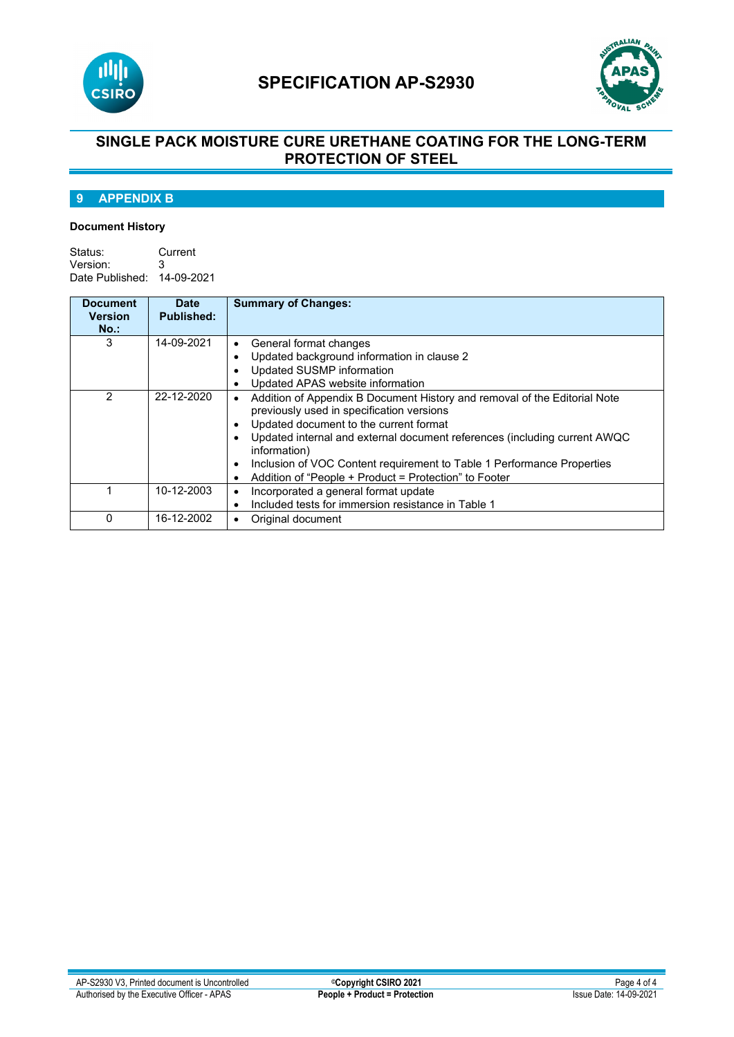# SPECIFICATION AP-S2930

## SINGLE PACK MOISTURE CURE URETHANE COATING FOR THE LONG-TERM PROTECTION OF STEEL

## 9 APPENDIX B

**Document History**

Status: Current
Version: 3
Date Published: 14-09-2021

| Document Version No.: | Date Published: | Summary of Changes: |
|---|---|---|
| 3 | 14-09-2021 | • General format changes<br>• Updated background information in clause 2<br>• Updated SUSMP information<br>• Updated APAS website information |
| 2 | 22-12-2020 | • Addition of Appendix B Document History and removal of the Editorial Note previously used in specification versions<br>• Updated document to the current format<br>• Updated internal and external document references (including current AWQC information)<br>• Inclusion of VOC Content requirement to Table 1 Performance Properties<br>• Addition of "People + Product = Protection" to Footer |
| 1 | 10-12-2003 | • Incorporated a general format update<br>• Included tests for immersion resistance in Table 1 |
| 0 | 16-12-2002 | • Original document |